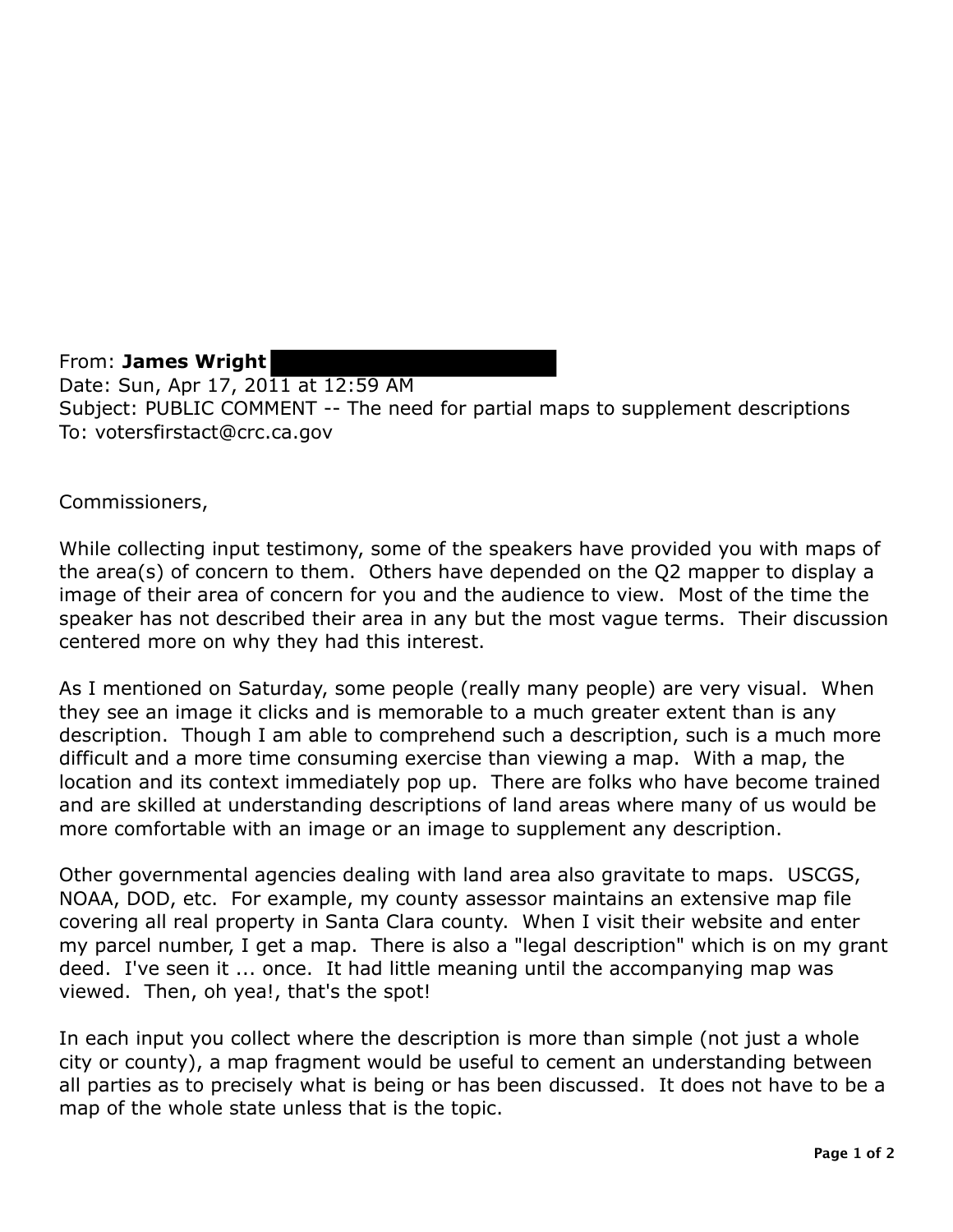From: **James Wright** ██████████████████
Date: Sun, Apr 17, 2011 at 12:59 AM
Subject: PUBLIC COMMENT -- The need for partial maps to supplement descriptions
To: votersfirstact@crc.ca.gov

Commissioners,

While collecting input testimony, some of the speakers have provided you with maps of the area(s) of concern to them. Others have depended on the Q2 mapper to display a image of their area of concern for you and the audience to view. Most of the time the speaker has not described their area in any but the most vague terms. Their discussion centered more on why they had this interest.

As I mentioned on Saturday, some people (really many people) are very visual. When they see an image it clicks and is memorable to a much greater extent than is any description. Though I am able to comprehend such a description, such is a much more difficult and a more time consuming exercise than viewing a map. With a map, the location and its context immediately pop up. There are folks who have become trained and are skilled at understanding descriptions of land areas where many of us would be more comfortable with an image or an image to supplement any description.

Other governmental agencies dealing with land area also gravitate to maps. USCGS, NOAA, DOD, etc. For example, my county assessor maintains an extensive map file covering all real property in Santa Clara county. When I visit their website and enter my parcel number, I get a map. There is also a "legal description" which is on my grant deed. I've seen it ... once. It had little meaning until the accompanying map was viewed. Then, oh yea!, that's the spot!

In each input you collect where the description is more than simple (not just a whole city or county), a map fragment would be useful to cement an understanding between all parties as to precisely what is being or has been discussed. It does not have to be a map of the whole state unless that is the topic.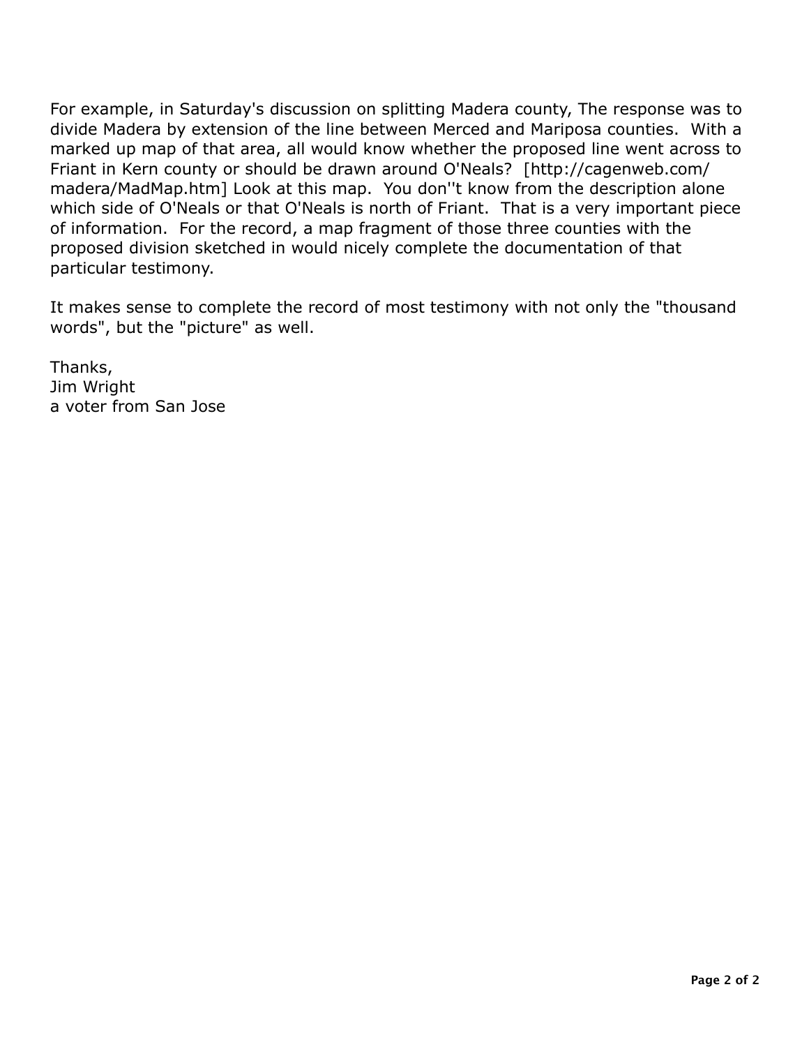For example, in Saturday's discussion on splitting Madera county, The response was to divide Madera by extension of the line between Merced and Mariposa counties. With a marked up map of that area, all would know whether the proposed line went across to Friant in Kern county or should be drawn around O'Neals? [http://cagenweb.com/madera/MadMap.htm] Look at this map. You don''t know from the description alone which side of O'Neals or that O'Neals is north of Friant. That is a very important piece of information. For the record, a map fragment of those three counties with the proposed division sketched in would nicely complete the documentation of that particular testimony.

It makes sense to complete the record of most testimony with not only the "thousand words", but the "picture" as well.

Thanks,
Jim Wright
a voter from San Jose